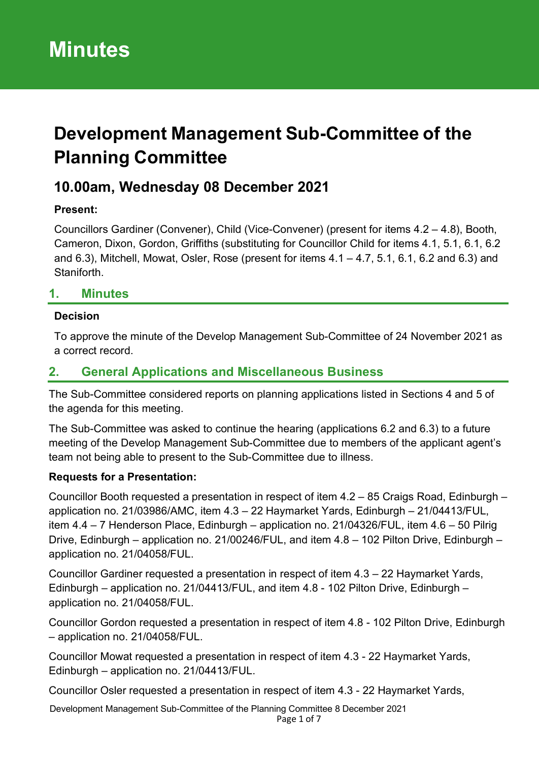# Minutes

# Development Management Sub-Committee of the Planning Committee

## 10.00am, Wednesday 08 December 2021

**Present:**

Councillors Gardiner (Convener), Child (Vice-Convener) (present for items 4.2 – 4.8), Booth, Cameron, Dixon, Gordon, Griffiths (substituting for Councillor Child for items 4.1, 5.1, 6.1, 6.2 and 6.3), Mitchell, Mowat, Osler, Rose (present for items 4.1 – 4.7, 5.1, 6.1, 6.2 and 6.3) and Staniforth.

## 1. Minutes

**Decision**

To approve the minute of the Develop Management Sub-Committee of 24 November 2021 as a correct record.

## 2. General Applications and Miscellaneous Business

The Sub-Committee considered reports on planning applications listed in Sections 4 and 5 of the agenda for this meeting.

The Sub-Committee was asked to continue the hearing (applications 6.2 and 6.3) to a future meeting of the Develop Management Sub-Committee due to members of the applicant agent's team not being able to present to the Sub-Committee due to illness.

**Requests for a Presentation:**

Councillor Booth requested a presentation in respect of item 4.2 – 85 Craigs Road, Edinburgh – application no. 21/03986/AMC, item 4.3 – 22 Haymarket Yards, Edinburgh – 21/04413/FUL, item 4.4 – 7 Henderson Place, Edinburgh – application no. 21/04326/FUL, item 4.6 – 50 Pilrig Drive, Edinburgh – application no. 21/00246/FUL, and item 4.8 – 102 Pilton Drive, Edinburgh – application no. 21/04058/FUL.

Councillor Gardiner requested a presentation in respect of item 4.3 – 22 Haymarket Yards, Edinburgh – application no. 21/04413/FUL, and item 4.8 - 102 Pilton Drive, Edinburgh – application no. 21/04058/FUL.

Councillor Gordon requested a presentation in respect of item 4.8 - 102 Pilton Drive, Edinburgh – application no. 21/04058/FUL.

Councillor Mowat requested a presentation in respect of item 4.3 - 22 Haymarket Yards, Edinburgh – application no. 21/04413/FUL.

Councillor Osler requested a presentation in respect of item 4.3 - 22 Haymarket Yards,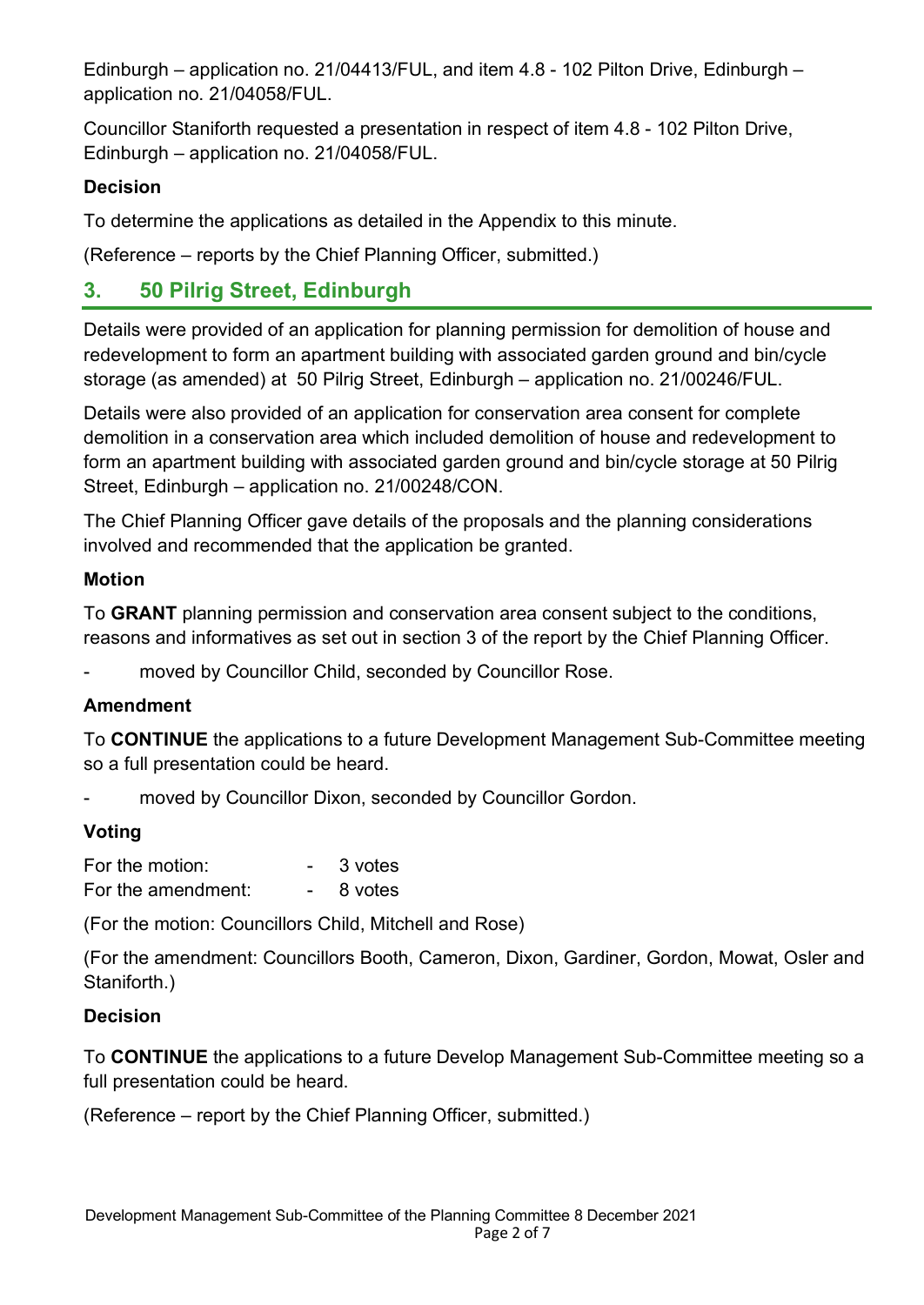Edinburgh – application no. 21/04413/FUL, and item 4.8 - 102 Pilton Drive, Edinburgh – application no. 21/04058/FUL.

Councillor Staniforth requested a presentation in respect of item 4.8 - 102 Pilton Drive, Edinburgh – application no. 21/04058/FUL.

**Decision**

To determine the applications as detailed in the Appendix to this minute.

(Reference – reports by the Chief Planning Officer, submitted.)

## 3. 50 Pilrig Street, Edinburgh

Details were provided of an application for planning permission for demolition of house and redevelopment to form an apartment building with associated garden ground and bin/cycle storage (as amended) at 50 Pilrig Street, Edinburgh – application no. 21/00246/FUL.

Details were also provided of an application for conservation area consent for complete demolition in a conservation area which included demolition of house and redevelopment to form an apartment building with associated garden ground and bin/cycle storage at 50 Pilrig Street, Edinburgh – application no. 21/00248/CON.

The Chief Planning Officer gave details of the proposals and the planning considerations involved and recommended that the application be granted.

**Motion**

To **GRANT** planning permission and conservation area consent subject to the conditions, reasons and informatives as set out in section 3 of the report by the Chief Planning Officer.

- moved by Councillor Child, seconded by Councillor Rose.

**Amendment**

To **CONTINUE** the applications to a future Development Management Sub-Committee meeting so a full presentation could be heard.

- moved by Councillor Dixon, seconded by Councillor Gordon.

**Voting**

For the motion: - 3 votes
For the amendment: - 8 votes

(For the motion: Councillors Child, Mitchell and Rose)

(For the amendment: Councillors Booth, Cameron, Dixon, Gardiner, Gordon, Mowat, Osler and Staniforth.)

**Decision**

To **CONTINUE** the applications to a future Develop Management Sub-Committee meeting so a full presentation could be heard.

(Reference – report by the Chief Planning Officer, submitted.)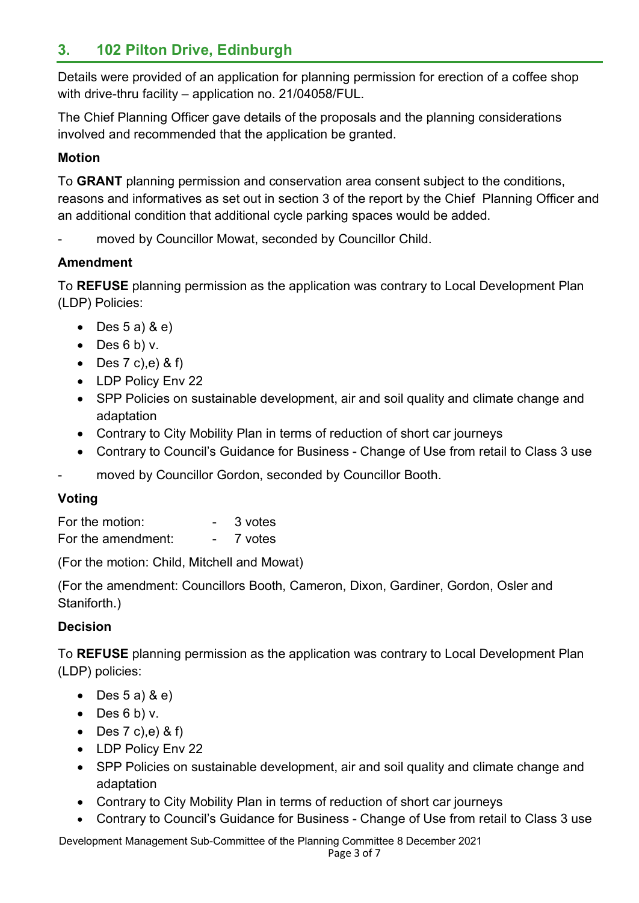## 3. 102 Pilton Drive, Edinburgh

Details were provided of an application for planning permission for erection of a coffee shop with drive-thru facility – application no. 21/04058/FUL.

The Chief Planning Officer gave details of the proposals and the planning considerations involved and recommended that the application be granted.

**Motion**

To **GRANT** planning permission and conservation area consent subject to the conditions, reasons and informatives as set out in section 3 of the report by the Chief Planning Officer and an additional condition that additional cycle parking spaces would be added.

- moved by Councillor Mowat, seconded by Councillor Child.

**Amendment**

To **REFUSE** planning permission as the application was contrary to Local Development Plan (LDP) Policies:

- Des 5 a) & e)
- Des 6 b) v.
- Des 7 c),e) & f)
- LDP Policy Env 22
- SPP Policies on sustainable development, air and soil quality and climate change and adaptation
- Contrary to City Mobility Plan in terms of reduction of short car journeys
- Contrary to Council's Guidance for Business - Change of Use from retail to Class 3 use

- moved by Councillor Gordon, seconded by Councillor Booth.

**Voting**

For the motion: - 3 votes
For the amendment: - 7 votes

(For the motion: Child, Mitchell and Mowat)

(For the amendment: Councillors Booth, Cameron, Dixon, Gardiner, Gordon, Osler and Staniforth.)

**Decision**

To **REFUSE** planning permission as the application was contrary to Local Development Plan (LDP) policies:

- Des 5 a) & e)
- Des 6 b) v.
- Des 7 c),e) & f)
- LDP Policy Env 22
- SPP Policies on sustainable development, air and soil quality and climate change and adaptation
- Contrary to City Mobility Plan in terms of reduction of short car journeys
- Contrary to Council's Guidance for Business - Change of Use from retail to Class 3 use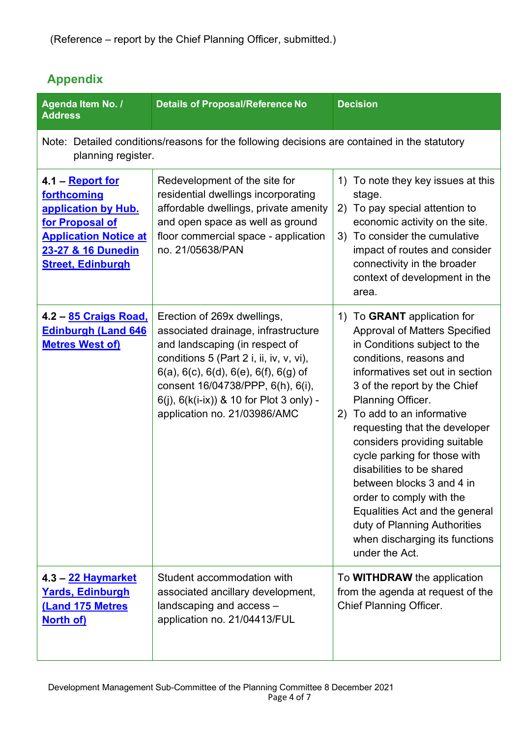(Reference – report by the Chief Planning Officer, submitted.)

## Appendix

| Agenda Item No. / Address | Details of Proposal/Reference No | Decision |
|---|---|---|
| Note: Detailed conditions/reasons for the following decisions are contained in the statutory planning register. | | |
| **4.1 – Report for forthcoming application by Hub. for Proposal of Application Notice at 23-27 & 16 Dunedin Street, Edinburgh** | Redevelopment of the site for residential dwellings incorporating affordable dwellings, private amenity and open space as well as ground floor commercial space - application no. 21/05638/PAN | 1) To note they key issues at this stage.<br>2) To pay special attention to economic activity on the site.<br>3) To consider the cumulative impact of routes and consider connectivity in the broader context of development in the area. |
| **4.2 – 85 Craigs Road, Edinburgh (Land 646 Metres West of)** | Erection of 269x dwellings, associated drainage, infrastructure and landscaping (in respect of conditions 5 (Part 2 i, ii, iv, v, vi), 6(a), 6(c), 6(d), 6(e), 6(f), 6(g) of consent 16/04738/PPP, 6(h), 6(i), 6(j), 6(k(i-ix)) & 10 for Plot 3 only) - application no. 21/03986/AMC | 1) To **GRANT** application for Approval of Matters Specified in Conditions subject to the conditions, reasons and informatives set out in section 3 of the report by the Chief Planning Officer.<br>2) To add to an informative requesting that the developer considers providing suitable cycle parking for those with disabilities to be shared between blocks 3 and 4 in order to comply with the Equalities Act and the general duty of Planning Authorities when discharging its functions under the Act. |
| **4.3 – 22 Haymarket Yards, Edinburgh (Land 175 Metres North of)** | Student accommodation with associated ancillary development, landscaping and access – application no. 21/04413/FUL | To **WITHDRAW** the application from the agenda at request of the Chief Planning Officer. |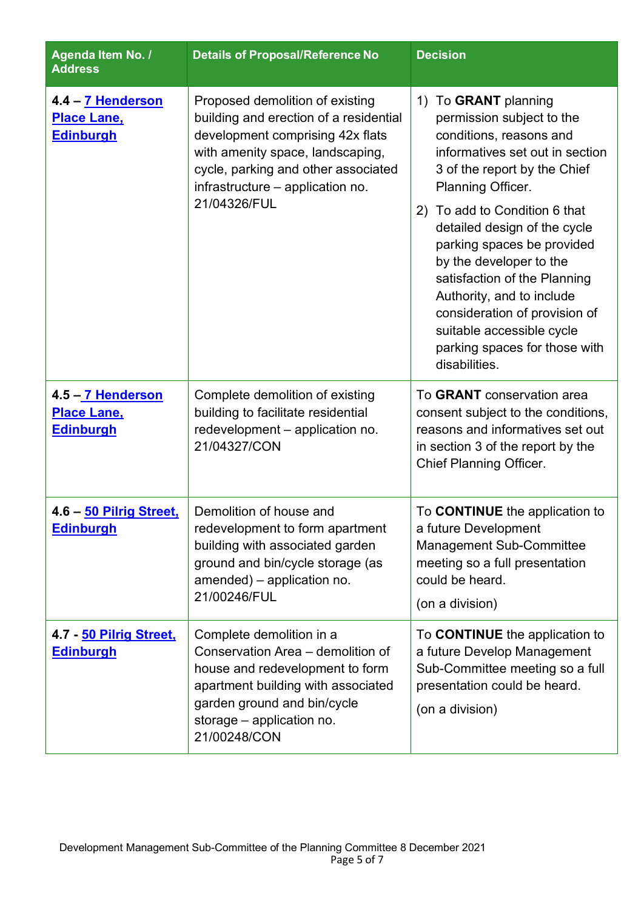| Agenda Item No. / Address | Details of Proposal/Reference No | Decision |
| --- | --- | --- |
| **4.4 – 7 Henderson Place Lane, Edinburgh** | Proposed demolition of existing building and erection of a residential development comprising 42x flats with amenity space, landscaping, cycle, parking and other associated infrastructure – application no. 21/04326/FUL | 1) To **GRANT** planning permission subject to the conditions, reasons and informatives set out in section 3 of the report by the Chief Planning Officer.<br>2) To add to Condition 6 that detailed design of the cycle parking spaces be provided by the developer to the satisfaction of the Planning Authority, and to include consideration of provision of suitable accessible cycle parking spaces for those with disabilities. |
| **4.5 – 7 Henderson Place Lane, Edinburgh** | Complete demolition of existing building to facilitate residential redevelopment – application no. 21/04327/CON | To **GRANT** conservation area consent subject to the conditions, reasons and informatives set out in section 3 of the report by the Chief Planning Officer. |
| **4.6 – 50 Pilrig Street, Edinburgh** | Demolition of house and redevelopment to form apartment building with associated garden ground and bin/cycle storage (as amended) – application no. 21/00246/FUL | To **CONTINUE** the application to a future Development Management Sub-Committee meeting so a full presentation could be heard.<br>(on a division) |
| **4.7 - 50 Pilrig Street, Edinburgh** | Complete demolition in a Conservation Area – demolition of house and redevelopment to form apartment building with associated garden ground and bin/cycle storage – application no. 21/00248/CON | To **CONTINUE** the application to a future Develop Management Sub-Committee meeting so a full presentation could be heard.<br>(on a division) |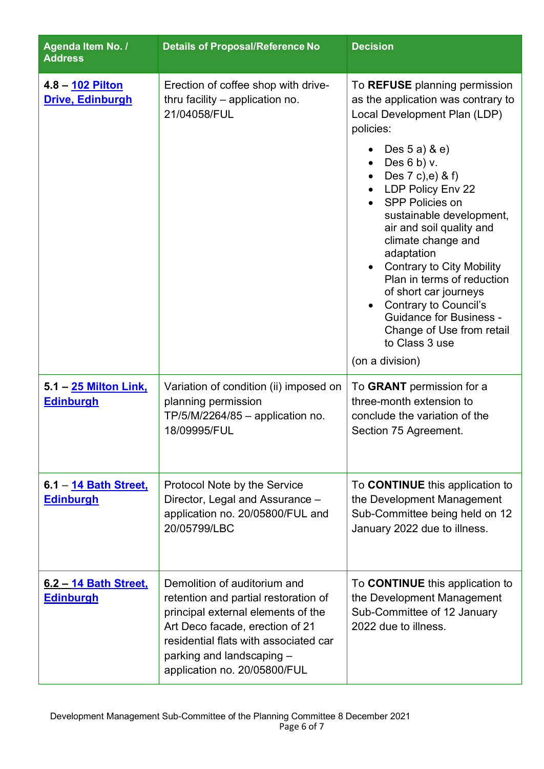| Agenda Item No. / Address | Details of Proposal/Reference No | Decision |
|---|---|---|
| **4.8 – 102 Pilton Drive, Edinburgh** | Erection of coffee shop with drive-thru facility – application no. 21/04058/FUL | To **REFUSE** planning permission as the application was contrary to Local Development Plan (LDP) policies:<br>• Des 5 a) & e)<br>• Des 6 b) v.<br>• Des 7 c),e) & f)<br>• LDP Policy Env 22<br>• SPP Policies on sustainable development, air and soil quality and climate change and adaptation<br>• Contrary to City Mobility Plan in terms of reduction of short car journeys<br>• Contrary to Council's Guidance for Business - Change of Use from retail to Class 3 use<br>(on a division) |
| **5.1 – 25 Milton Link, Edinburgh** | Variation of condition (ii) imposed on planning permission TP/5/M/2264/85 – application no. 18/09995/FUL | To **GRANT** permission for a three-month extension to conclude the variation of the Section 75 Agreement. |
| **6.1 – 14 Bath Street, Edinburgh** | Protocol Note by the Service Director, Legal and Assurance – application no. 20/05800/FUL and 20/05799/LBC | To **CONTINUE** this application to the Development Management Sub-Committee being held on 12 January 2022 due to illness. |
| **6.2 – 14 Bath Street, Edinburgh** | Demolition of auditorium and retention and partial restoration of principal external elements of the Art Deco facade, erection of 21 residential flats with associated car parking and landscaping – application no. 20/05800/FUL | To **CONTINUE** this application to the Development Management Sub-Committee of 12 January 2022 due to illness. |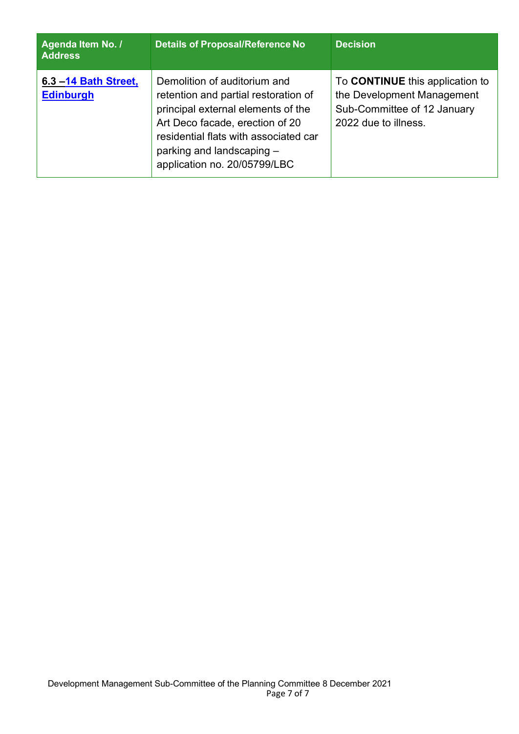| Agenda Item No. / Address | Details of Proposal/Reference No | Decision |
| --- | --- | --- |
| **6.3 –14 Bath Street, Edinburgh** | Demolition of auditorium and retention and partial restoration of principal external elements of the Art Deco facade, erection of 20 residential flats with associated car parking and landscaping – application no. 20/05799/LBC | To **CONTINUE** this application to the Development Management Sub-Committee of 12 January 2022 due to illness. |